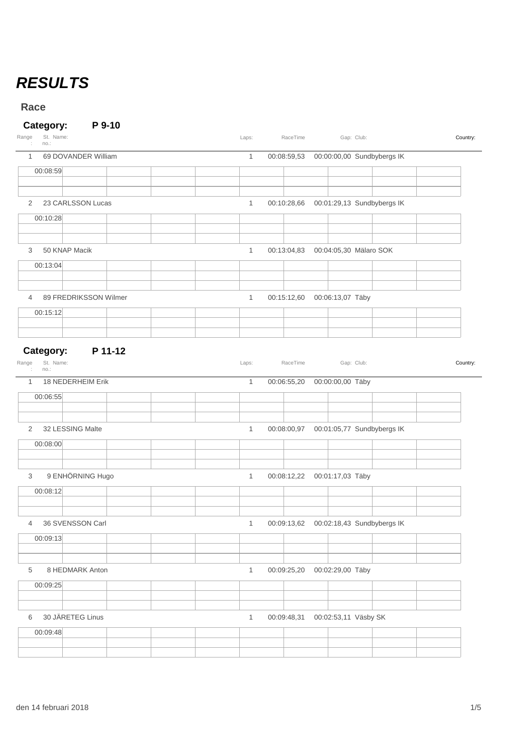# *RESULTS*

## Race

### Category: P 9-10

| Range: | St. no.: | Name: | Laps: | RaceTime | Gap: | Club: | Country: |
|---|---|---|---|---|---|---|---|
| 1 | 69 | DOVANDER William | 1 | 00:08:59,53 | 00:00:00,00 | Sundbybergs IK | |
| | | 00:08:59 | | | | | |
| 2 | 23 | CARLSSON Lucas | 1 | 00:10:28,66 | 00:01:29,13 | Sundbybergs IK | |
| | | 00:10:28 | | | | | |
| 3 | 50 | KNAP Macik | 1 | 00:13:04,83 | 00:04:05,30 | Mälaro SOK | |
| | | 00:13:04 | | | | | |
| 4 | 89 | FREDRIKSSON Wilmer | 1 | 00:15:12,60 | 00:06:13,07 | Täby | |
| | | 00:15:12 | | | | | |

### Category: P 11-12

| Range: | St. no.: | Name: | Laps: | RaceTime | Gap: | Club: | Country: |
|---|---|---|---|---|---|---|---|
| 1 | 18 | NEDERHEIM Erik | 1 | 00:06:55,20 | 00:00:00,00 | Täby | |
| | | 00:06:55 | | | | | |
| 2 | 32 | LESSING Malte | 1 | 00:08:00,97 | 00:01:05,77 | Sundbybergs IK | |
| | | 00:08:00 | | | | | |
| 3 | 9 | ENHÖRNING Hugo | 1 | 00:08:12,22 | 00:01:17,03 | Täby | |
| | | 00:08:12 | | | | | |
| 4 | 36 | SVENSSON Carl | 1 | 00:09:13,62 | 00:02:18,43 | Sundbybergs IK | |
| | | 00:09:13 | | | | | |
| 5 | 8 | HEDMARK Anton | 1 | 00:09:25,20 | 00:02:29,00 | Täby | |
| | | 00:09:25 | | | | | |
| 6 | 30 | JÄRETEG Linus | 1 | 00:09:48,31 | 00:02:53,11 | Väsby SK | |
| | | 00:09:48 | | | | | |

den 14 februari 2018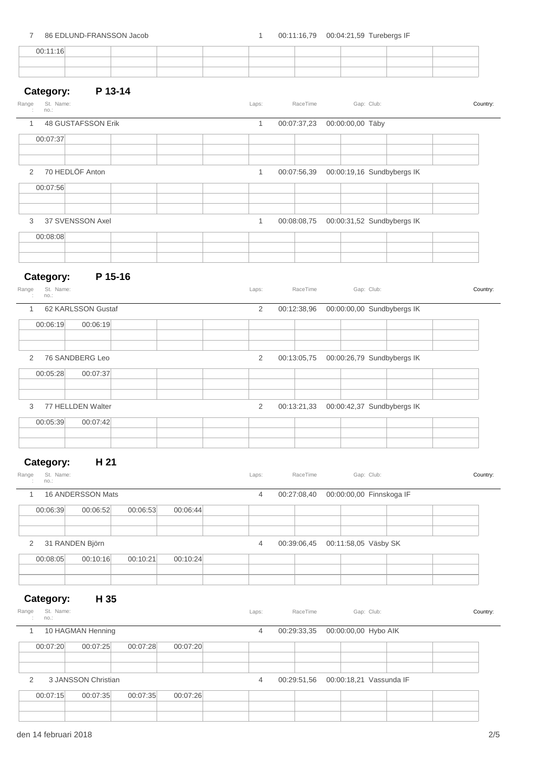| 7 | 86 EDLUND-FRANSSON Jacob | 1 | 00:11:16,79 | 00:04:21,59 | Turebergs IF |
|---|---|---|---|---|---|

| 00:11:16 | | | | | | | | | |
|---|---|---|---|---|---|---|---|---|---|

## Category: P 13-14

| Range: | St. no.: | Name: | Laps: | RaceTime | Gap: | Club: | Country: |
|---|---|---|---|---|---|---|---|
| 1 | 48 | GUSTAFSSON Erik | 1 | 00:07:37,23 | 00:00:00,00 | Täby | |
| | | 00:07:37 | | | | | |
| 2 | 70 | HEDLÖF Anton | 1 | 00:07:56,39 | 00:00:19,16 | Sundbybergs IK | |
| | | 00:07:56 | | | | | |
| 3 | 37 | SVENSSON Axel | 1 | 00:08:08,75 | 00:00:31,52 | Sundbybergs IK | |
| | | 00:08:08 | | | | | |

## Category: P 15-16

| Range: | St. no.: | Name: | Laps: | RaceTime | Gap: | Club: | Country: |
|---|---|---|---|---|---|---|---|
| 1 | 62 | KARLSSON Gustaf | 2 | 00:12:38,96 | 00:00:00,00 | Sundbybergs IK | |
| | | 00:06:19 / 00:06:19 | | | | | |
| 2 | 76 | SANDBERG Leo | 2 | 00:13:05,75 | 00:00:26,79 | Sundbybergs IK | |
| | | 00:05:28 / 00:07:37 | | | | | |
| 3 | 77 | HELLDEN Walter | 2 | 00:13:21,33 | 00:00:42,37 | Sundbybergs IK | |
| | | 00:05:39 / 00:07:42 | | | | | |

## Category: H 21

| Range: | St. no.: | Name: | Laps: | RaceTime | Gap: | Club: | Country: |
|---|---|---|---|---|---|---|---|
| 1 | 16 | ANDERSSON Mats | 4 | 00:27:08,40 | 00:00:00,00 | Finnskoga IF | |
| | | 00:06:39 / 00:06:52 / 00:06:53 / 00:06:44 | | | | | |
| 2 | 31 | RANDEN Björn | 4 | 00:39:06,45 | 00:11:58,05 | Väsby SK | |
| | | 00:08:05 / 00:10:16 / 00:10:21 / 00:10:24 | | | | | |

## Category: H 35

| Range: | St. no.: | Name: | Laps: | RaceTime | Gap: | Club: | Country: |
|---|---|---|---|---|---|---|---|
| 1 | 10 | HAGMAN Henning | 4 | 00:29:33,35 | 00:00:00,00 | Hybo AIK | |
| | | 00:07:20 / 00:07:25 / 00:07:28 / 00:07:20 | | | | | |
| 2 | 3 | JANSSON Christian | 4 | 00:29:51,56 | 00:00:18,21 | Vassunda IF | |
| | | 00:07:15 / 00:07:35 / 00:07:35 / 00:07:26 | | | | | |

den 14 februari 2018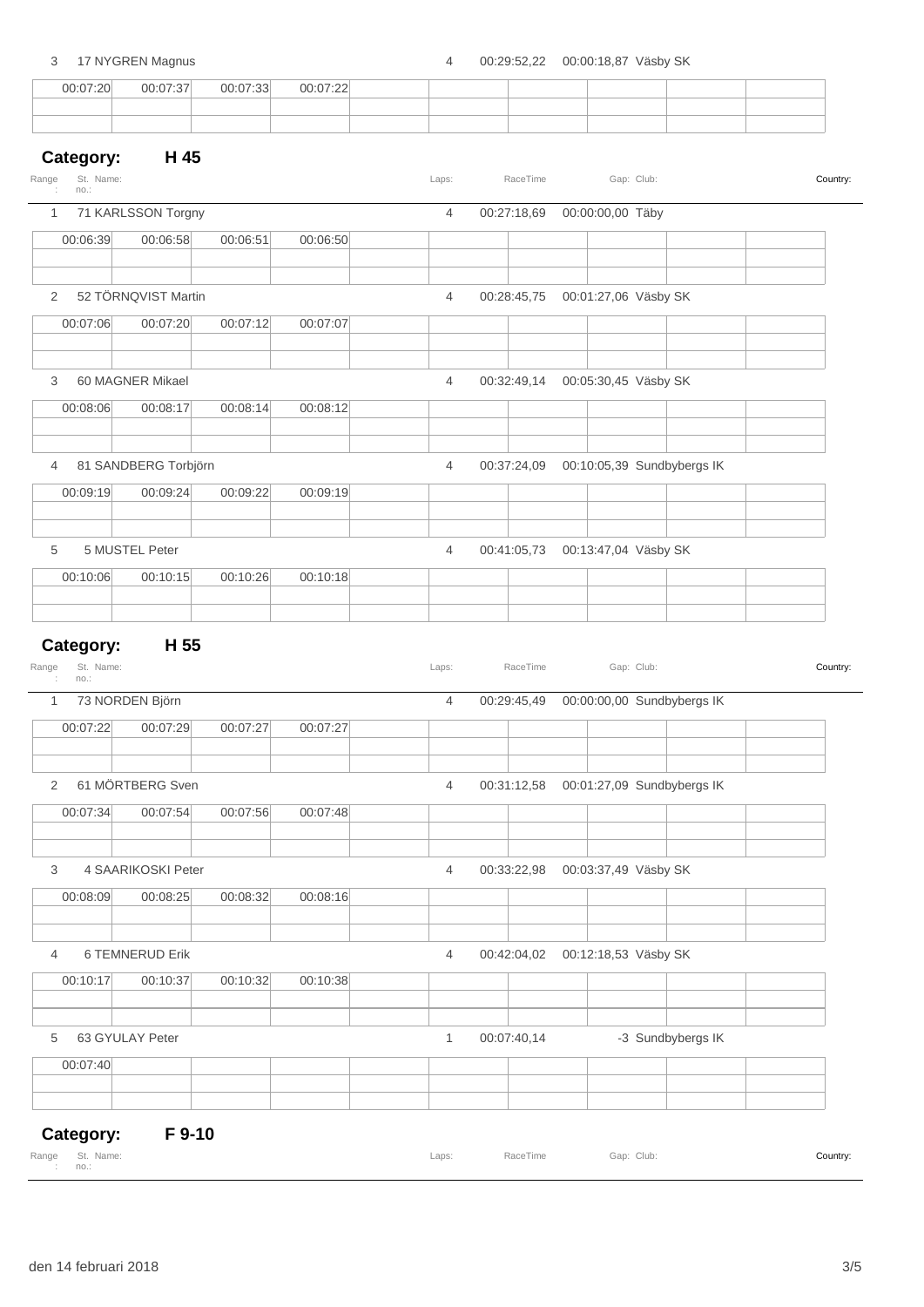| 3 | 17 NYGREN Magnus | 4 | 00:29:52,22 | 00:00:18,87 | Väsby SK |
|---|---|---|---|---|---|

| 00:07:20 | 00:07:37 | 00:07:33 | 00:07:22 |
|---|---|---|---|

## Category: H 45

| Range: | St. no.: | Name: | Laps: | RaceTime | Gap: | Club: | Country: |
|---|---|---|---|---|---|---|---|
| 1 | 71 | KARLSSON Torgny | 4 | 00:27:18,69 | 00:00:00,00 | Täby | |
| | | 00:06:39 · 00:06:58 · 00:06:51 · 00:06:50 | | | | | |
| 2 | 52 | TÖRNQVIST Martin | 4 | 00:28:45,75 | 00:01:27,06 | Väsby SK | |
| | | 00:07:06 · 00:07:20 · 00:07:12 · 00:07:07 | | | | | |
| 3 | 60 | MAGNER Mikael | 4 | 00:32:49,14 | 00:05:30,45 | Väsby SK | |
| | | 00:08:06 · 00:08:17 · 00:08:14 · 00:08:12 | | | | | |
| 4 | 81 | SANDBERG Torbjörn | 4 | 00:37:24,09 | 00:10:05,39 | Sundbybergs IK | |
| | | 00:09:19 · 00:09:24 · 00:09:22 · 00:09:19 | | | | | |
| 5 | 5 | MUSTEL Peter | 4 | 00:41:05,73 | 00:13:47,04 | Väsby SK | |
| | | 00:10:06 · 00:10:15 · 00:10:26 · 00:10:18 | | | | | |

## Category: H 55

| Range: | St. no.: | Name: | Laps: | RaceTime | Gap: | Club: | Country: |
|---|---|---|---|---|---|---|---|
| 1 | 73 | NORDEN Björn | 4 | 00:29:45,49 | 00:00:00,00 | Sundbybergs IK | |
| | | 00:07:22 · 00:07:29 · 00:07:27 · 00:07:27 | | | | | |
| 2 | 61 | MÖRTBERG Sven | 4 | 00:31:12,58 | 00:01:27,09 | Sundbybergs IK | |
| | | 00:07:34 · 00:07:54 · 00:07:56 · 00:07:48 | | | | | |
| 3 | 4 | SAARIKOSKI Peter | 4 | 00:33:22,98 | 00:03:37,49 | Väsby SK | |
| | | 00:08:09 · 00:08:25 · 00:08:32 · 00:08:16 | | | | | |
| 4 | 6 | TEMNERUD Erik | 4 | 00:42:04,02 | 00:12:18,53 | Väsby SK | |
| | | 00:10:17 · 00:10:37 · 00:10:32 · 00:10:38 | | | | | |
| 5 | 63 | GYULAY Peter | 1 | 00:07:40,14 | -3 | Sundbybergs IK | |
| | | 00:07:40 | | | | | |

## Category: F 9-10

| Range: | St. no.: | Name: | Laps: | RaceTime | Gap: | Club: | Country: |
|---|---|---|---|---|---|---|---|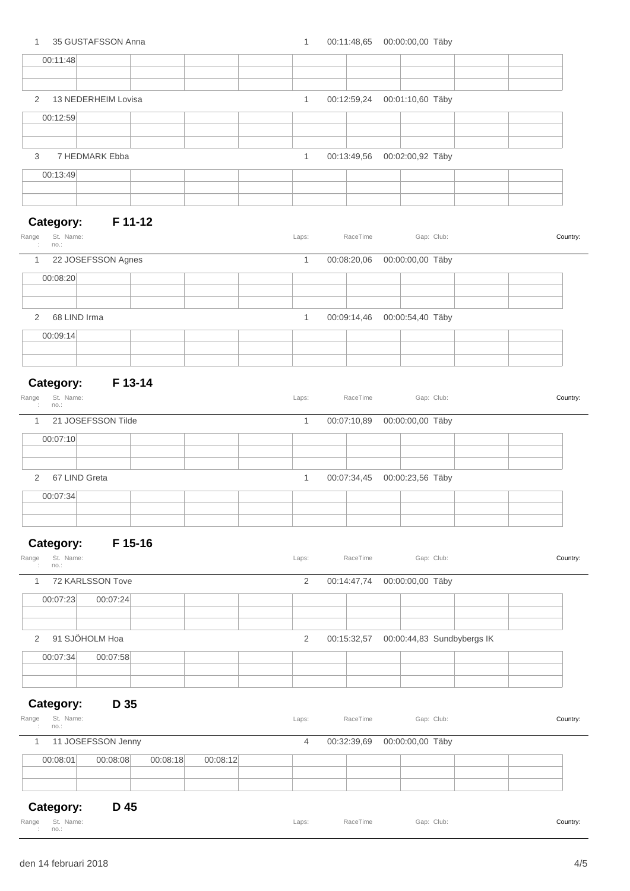| Range: | St. no.: | Name: | Laps: | RaceTime | Gap: | Club: | Country: |
|---|---|---|---|---|---|---|---|
| 1 | 35 | GUSTAFSSON Anna | 1 | 00:11:48,65 | 00:00:00,00 | Täby | |

| | | | | | | | | | |
|---|---|---|---|---|---|---|---|---|---|
| 00:11:48 | | | | | | | | | |

| Range: | St. no.: | Name: | Laps: | RaceTime | Gap: | Club: | Country: |
|---|---|---|---|---|---|---|---|
| 2 | 13 | NEDERHEIM Lovisa | 1 | 00:12:59,24 | 00:01:10,60 | Täby | |

| | | | | | | | | | |
|---|---|---|---|---|---|---|---|---|---|
| 00:12:59 | | | | | | | | | |

| Range: | St. no.: | Name: | Laps: | RaceTime | Gap: | Club: | Country: |
|---|---|---|---|---|---|---|---|
| 3 | 7 | HEDMARK Ebba | 1 | 00:13:49,56 | 00:02:00,92 | Täby | |

| | | | | | | | | | |
|---|---|---|---|---|---|---|---|---|---|
| 00:13:49 | | | | | | | | | |

## Category: F 11-12

| Range: | St. no.: | Name: | Laps: | RaceTime | Gap: | Club: | Country: |
|---|---|---|---|---|---|---|---|
| 1 | 22 | JOSEFSSON Agnes | 1 | 00:08:20,06 | 00:00:00,00 | Täby | |

| | | | | | | | | | |
|---|---|---|---|---|---|---|---|---|---|
| 00:08:20 | | | | | | | | | |

| Range: | St. no.: | Name: | Laps: | RaceTime | Gap: | Club: | Country: |
|---|---|---|---|---|---|---|---|
| 2 | 68 | LIND Irma | 1 | 00:09:14,46 | 00:00:54,40 | Täby | |

| | | | | | | | | | |
|---|---|---|---|---|---|---|---|---|---|
| 00:09:14 | | | | | | | | | |

## Category: F 13-14

| Range: | St. no.: | Name: | Laps: | RaceTime | Gap: | Club: | Country: |
|---|---|---|---|---|---|---|---|
| 1 | 21 | JOSEFSSON Tilde | 1 | 00:07:10,89 | 00:00:00,00 | Täby | |

| | | | | | | | | | |
|---|---|---|---|---|---|---|---|---|---|
| 00:07:10 | | | | | | | | | |

| Range: | St. no.: | Name: | Laps: | RaceTime | Gap: | Club: | Country: |
|---|---|---|---|---|---|---|---|
| 2 | 67 | LIND Greta | 1 | 00:07:34,45 | 00:00:23,56 | Täby | |

| | | | | | | | | | |
|---|---|---|---|---|---|---|---|---|---|
| 00:07:34 | | | | | | | | | |

## Category: F 15-16

| Range: | St. no.: | Name: | Laps: | RaceTime | Gap: | Club: | Country: |
|---|---|---|---|---|---|---|---|
| 1 | 72 | KARLSSON Tove | 2 | 00:14:47,74 | 00:00:00,00 | Täby | |

| | | | | | | | | | |
|---|---|---|---|---|---|---|---|---|---|
| 00:07:23 | 00:07:24 | | | | | | | | |

| Range: | St. no.: | Name: | Laps: | RaceTime | Gap: | Club: | Country: |
|---|---|---|---|---|---|---|---|
| 2 | 91 | SJÖHOLM Hoa | 2 | 00:15:32,57 | 00:00:44,83 | Sundbybergs IK | |

| | | | | | | | | | |
|---|---|---|---|---|---|---|---|---|---|
| 00:07:34 | 00:07:58 | | | | | | | | |

## Category: D 35

| Range: | St. no.: | Name: | Laps: | RaceTime | Gap: | Club: | Country: |
|---|---|---|---|---|---|---|---|
| 1 | 11 | JOSEFSSON Jenny | 4 | 00:32:39,69 | 00:00:00,00 | Täby | |

| | | | | | | | | | |
|---|---|---|---|---|---|---|---|---|---|
| 00:08:01 | 00:08:08 | 00:08:18 | 00:08:12 | | | | | | |

## Category: D 45

| Range: | St. no.: | Name: | Laps: | RaceTime | Gap: | Club: | Country: |
|---|---|---|---|---|---|---|---|

den 14 februari 2018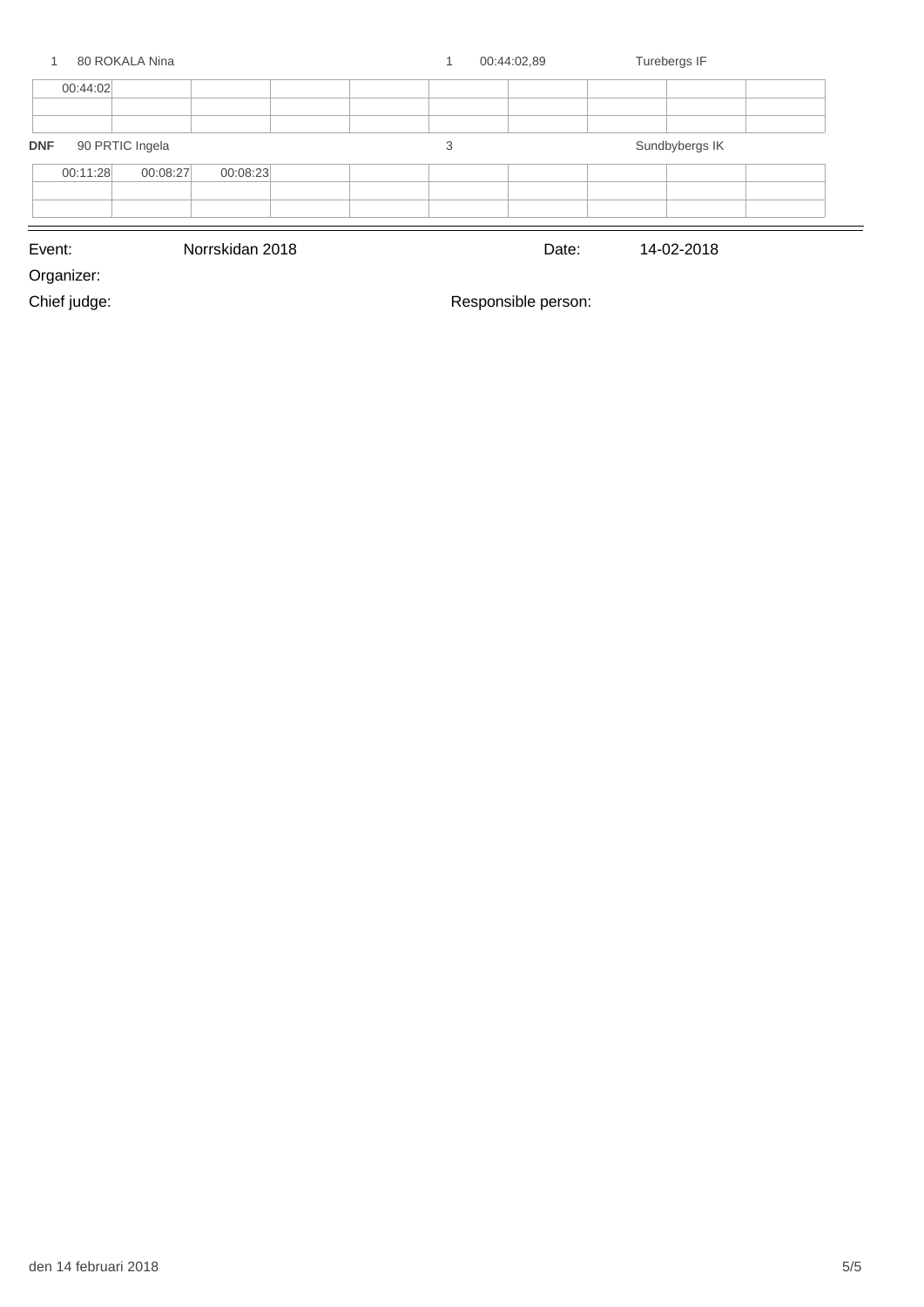1 80 ROKALA Nina 1 00:44:02,89 Turebergs IF

| | | | | | | | | | |
|---|---|---|---|---|---|---|---|---|---|
| 00:44:02 | | | | | | | | | |
| | | | | | | | | | |
| | | | | | | | | | |

**DNF** 90 PRTIC Ingela 3 Sundbybergs IK

| | | | | | | | | | |
|---|---|---|---|---|---|---|---|---|---|
| 00:11:28 | 00:08:27 | 00:08:23 | | | | | | | |
| | | | | | | | | | |
| | | | | | | | | | |

Event: Norrskidan 2018 Date: 14-02-2018

Organizer:

Chief judge: Responsible person:

den 14 februari 2018